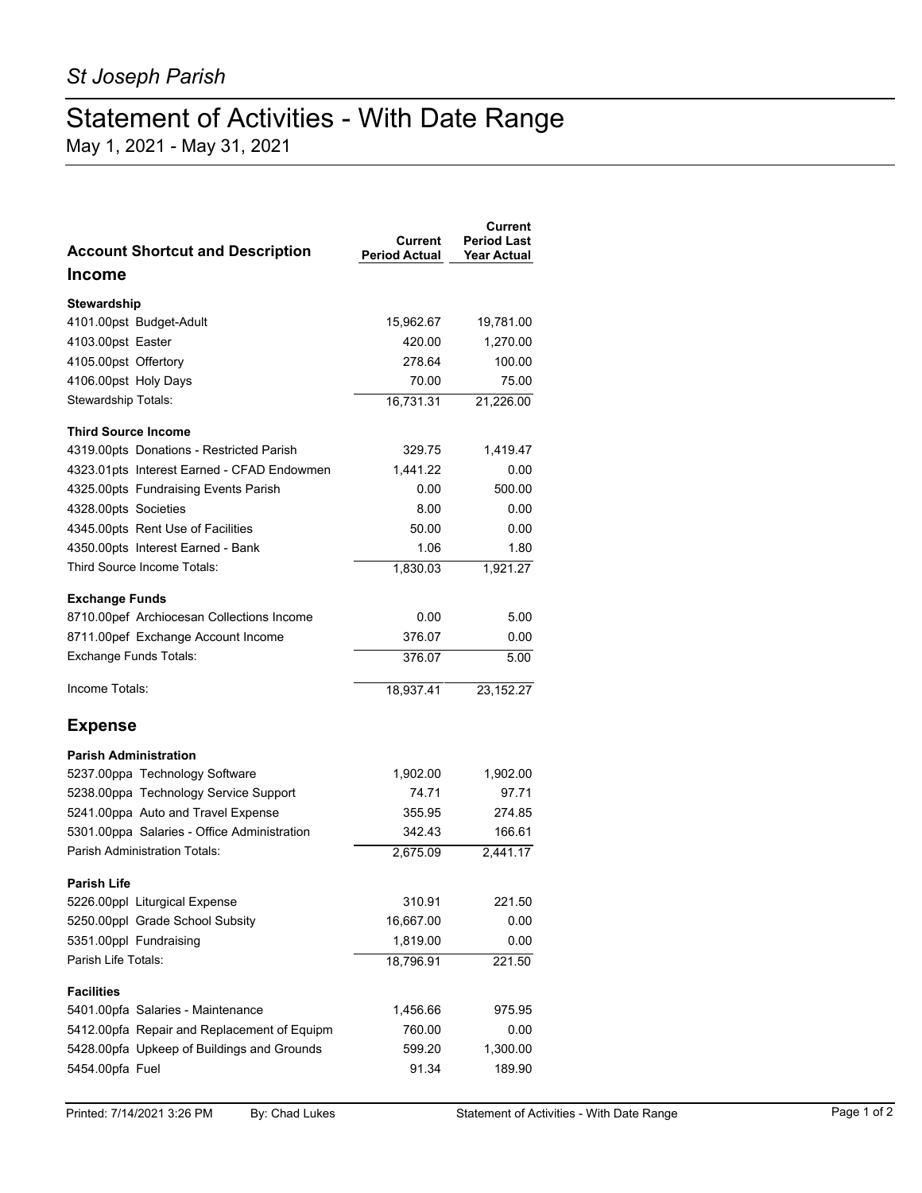*St Joseph Parish*

# Statement of Activities - With Date Range

May 1, 2021 - May 31, 2021

| Account Shortcut and Description | Current Period Actual | Current Period Last Year Actual |
|---|---|---|
| **Income** | | |
| **Stewardship** | | |
| 4101.00pst Budget-Adult | 15,962.67 | 19,781.00 |
| 4103.00pst Easter | 420.00 | 1,270.00 |
| 4105.00pst Offertory | 278.64 | 100.00 |
| 4106.00pst Holy Days | 70.00 | 75.00 |
| Stewardship Totals: | 16,731.31 | 21,226.00 |
| **Third Source Income** | | |
| 4319.00pts Donations - Restricted Parish | 329.75 | 1,419.47 |
| 4323.01pts Interest Earned - CFAD Endowmen | 1,441.22 | 0.00 |
| 4325.00pts Fundraising Events Parish | 0.00 | 500.00 |
| 4328.00pts Societies | 8.00 | 0.00 |
| 4345.00pts Rent Use of Facilities | 50.00 | 0.00 |
| 4350.00pts Interest Earned - Bank | 1.06 | 1.80 |
| Third Source Income Totals: | 1,830.03 | 1,921.27 |
| **Exchange Funds** | | |
| 8710.00pef Archiocesan Collections Income | 0.00 | 5.00 |
| 8711.00pef Exchange Account Income | 376.07 | 0.00 |
| Exchange Funds Totals: | 376.07 | 5.00 |
| Income Totals: | 18,937.41 | 23,152.27 |
| **Expense** | | |
| **Parish Administration** | | |
| 5237.00ppa Technology Software | 1,902.00 | 1,902.00 |
| 5238.00ppa Technology Service Support | 74.71 | 97.71 |
| 5241.00ppa Auto and Travel Expense | 355.95 | 274.85 |
| 5301.00ppa Salaries - Office Administration | 342.43 | 166.61 |
| Parish Administration Totals: | 2,675.09 | 2,441.17 |
| **Parish Life** | | |
| 5226.00ppl Liturgical Expense | 310.91 | 221.50 |
| 5250.00ppl Grade School Subsity | 16,667.00 | 0.00 |
| 5351.00ppl Fundraising | 1,819.00 | 0.00 |
| Parish Life Totals: | 18,796.91 | 221.50 |
| **Facilities** | | |
| 5401.00pfa Salaries - Maintenance | 1,456.66 | 975.95 |
| 5412.00pfa Repair and Replacement of Equipm | 760.00 | 0.00 |
| 5428.00pfa Upkeep of Buildings and Grounds | 599.20 | 1,300.00 |
| 5454.00pfa Fuel | 91.34 | 189.90 |

Printed: 7/14/2021 3:26 PM By: Chad Lukes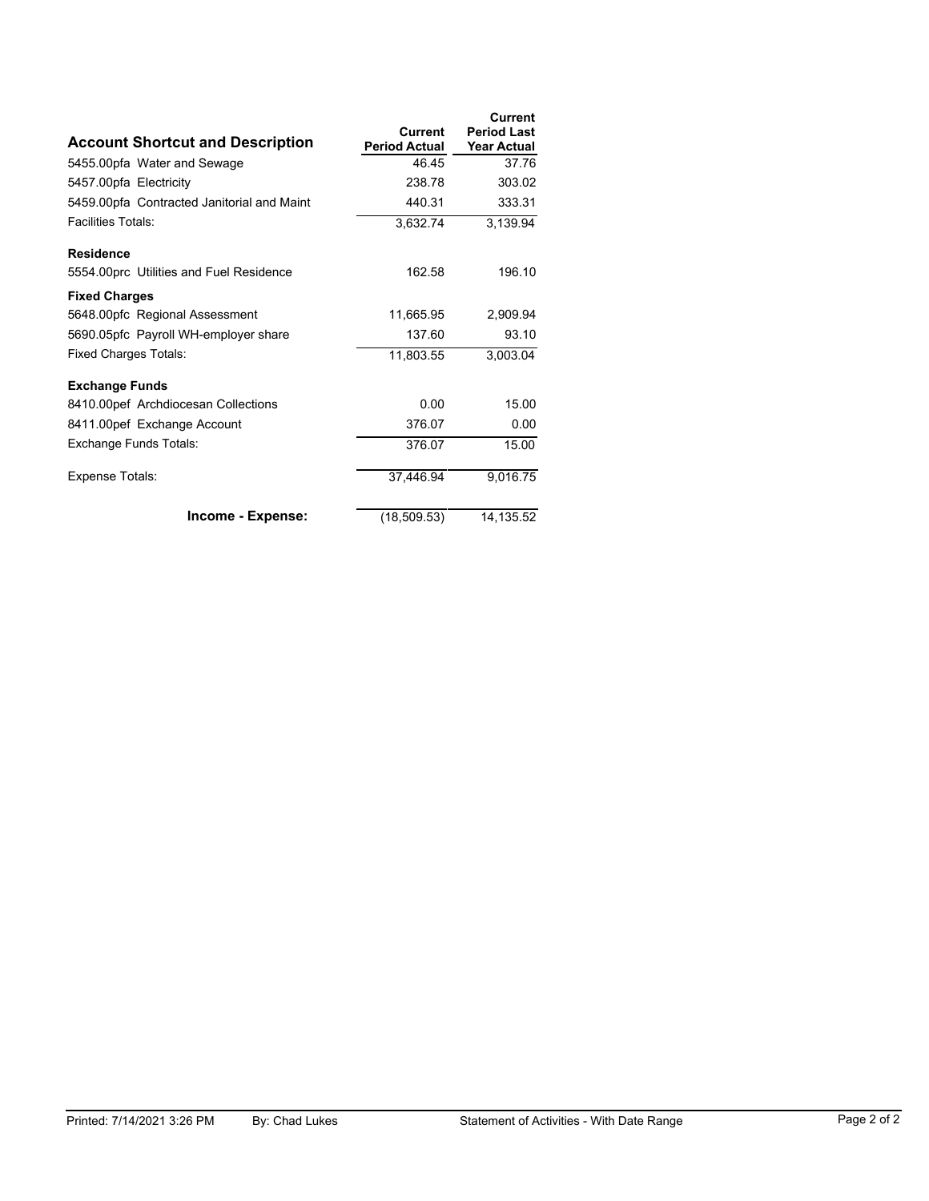| Account Shortcut and Description | Current Period Actual | Current Period Last Year Actual |
| --- | --- | --- |
| 5455.00pfa Water and Sewage | 46.45 | 37.76 |
| 5457.00pfa Electricity | 238.78 | 303.02 |
| 5459.00pfa Contracted Janitorial and Maint | 440.31 | 333.31 |
| Facilities Totals: | 3,632.74 | 3,139.94 |
| **Residence** | | |
| 5554.00prc Utilities and Fuel Residence | 162.58 | 196.10 |
| **Fixed Charges** | | |
| 5648.00pfc Regional Assessment | 11,665.95 | 2,909.94 |
| 5690.05pfc Payroll WH-employer share | 137.60 | 93.10 |
| Fixed Charges Totals: | 11,803.55 | 3,003.04 |
| **Exchange Funds** | | |
| 8410.00pef Archdiocesan Collections | 0.00 | 15.00 |
| 8411.00pef Exchange Account | 376.07 | 0.00 |
| Exchange Funds Totals: | 376.07 | 15.00 |
| Expense Totals: | 37,446.94 | 9,016.75 |
| **Income - Expense:** | (18,509.53) | 14,135.52 |

Printed: 7/14/2021 3:26 PM By: Chad Lukes Statement of Activities - With Date Range